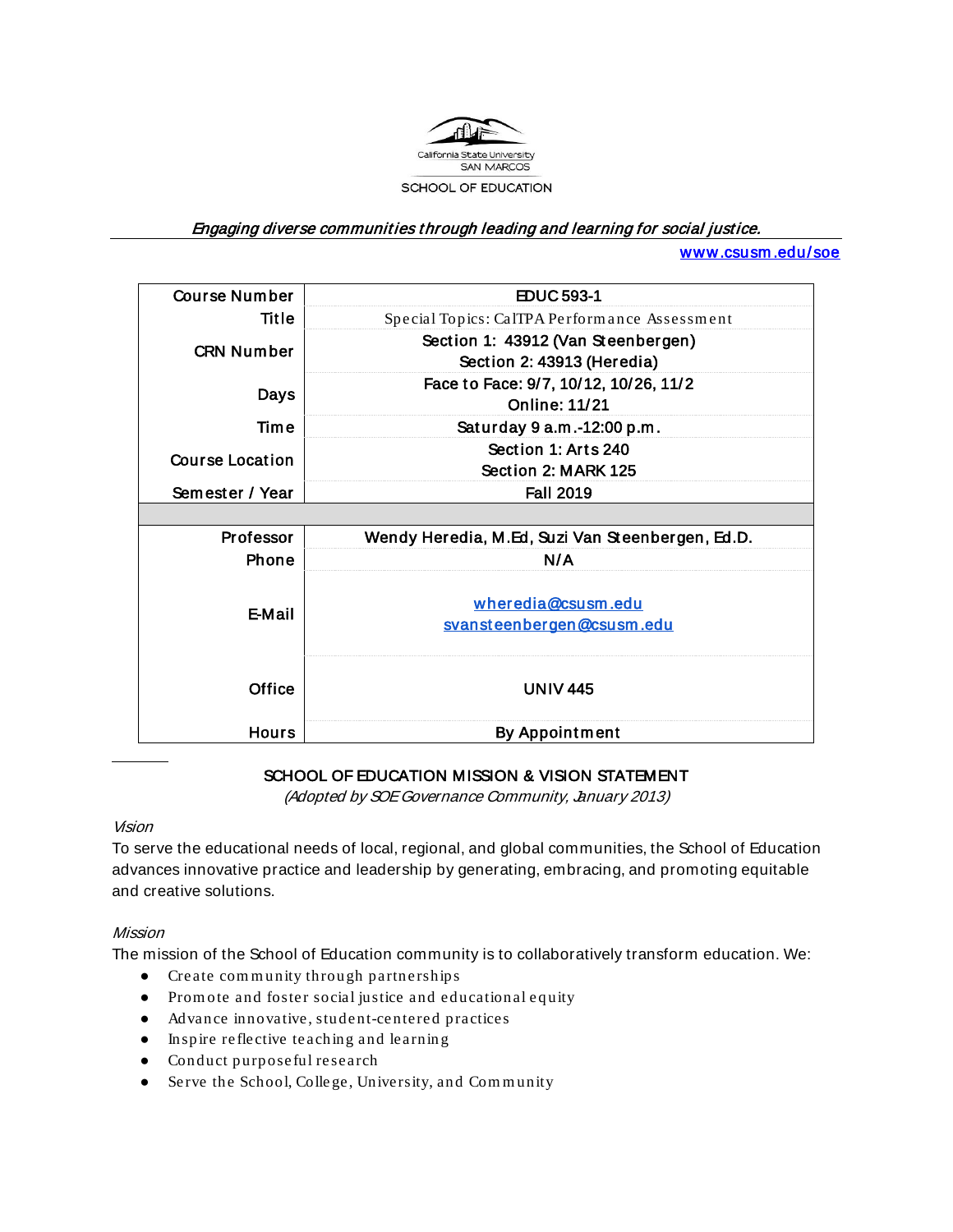California State University SAN MARCOS

SCHOOL OF EDUCATION

*Engaging diverse communities through leading and learning for social justice.*

www.csusm.edu/soe

| | |
|---|---|
| Course Number | EDUC 593-1 |
| Title | Special Topics: CalTPA Performance Assessment |
| CRN Number | Section 1: 43912 (Van Steenbergen)<br>Section 2: 43913 (Heredia) |
| Days | Face to Face: 9/7, 10/12, 10/26, 11/2<br>Online: 11/21 |
| Time | Saturday 9 a.m.-12:00 p.m. |
| Course Location | Section 1: Arts 240<br>Section 2: MARK 125 |
| Semester / Year | Fall 2019 |
| | |
| Professor | Wendy Heredia, M.Ed, Suzi Van Steenbergen, Ed.D. |
| Phone | N/A |
| E-Mail | wheredia@csusm.edu<br>svansteenbergen@csusm.edu |
| Office | UNIV 445 |
| Hours | By Appointment |

## SCHOOL OF EDUCATION MISSION & VISION STATEMENT

*(Adopted by SOE Governance Community, January 2013)*

### *Vision*

To serve the educational needs of local, regional, and global communities, the School of Education advances innovative practice and leadership by generating, embracing, and promoting equitable and creative solutions.

### *Mission*

The mission of the School of Education community is to collaboratively transform education. We:

- Create community through partnerships
- Promote and foster social justice and educational equity
- Advance innovative, student-centered practices
- Inspire reflective teaching and learning
- Conduct purposeful research
- Serve the School, College, University, and Community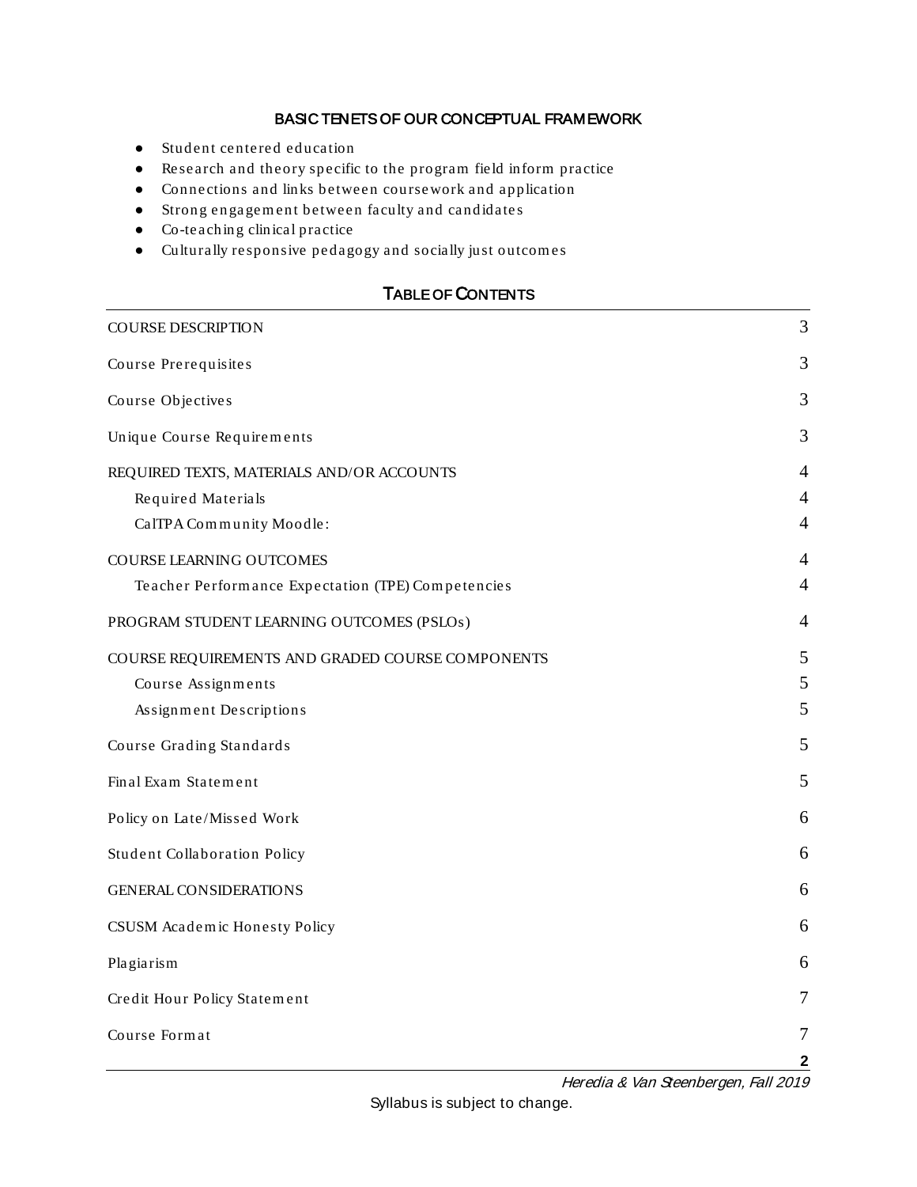### BASIC TENETS OF OUR CONCEPTUAL FRAMEWORK

- Student centered education
- Research and theory specific to the program field inform practice
- Connections and links between coursework and application
- Strong engagement between faculty and candidates
- Co-teaching clinical practice
- Culturally responsive pedagogy and socially just outcomes

## TABLE OF CONTENTS

| | |
|---|---|
| COURSE DESCRIPTION | 3 |
| Course Prerequisites | 3 |
| Course Objectives | 3 |
| Unique Course Requirements | 3 |
| REQUIRED TEXTS, MATERIALS AND/OR ACCOUNTS | 4 |
| Required Materials | 4 |
| CalTPA Community Moodle: | 4 |
| COURSE LEARNING OUTCOMES | 4 |
| Teacher Performance Expectation (TPE) Competencies | 4 |
| PROGRAM STUDENT LEARNING OUTCOMES (PSLOs) | 4 |
| COURSE REQUIREMENTS AND GRADED COURSE COMPONENTS | 5 |
| Course Assignments | 5 |
| Assignment Descriptions | 5 |
| Course Grading Standards | 5 |
| Final Exam Statement | 5 |
| Policy on Late/Missed Work | 6 |
| Student Collaboration Policy | 6 |
| GENERAL CONSIDERATIONS | 6 |
| CSUSM Academic Honesty Policy | 6 |
| Plagiarism | 6 |
| Credit Hour Policy Statement | 7 |
| Course Format | 7 |

Syllabus is subject to change.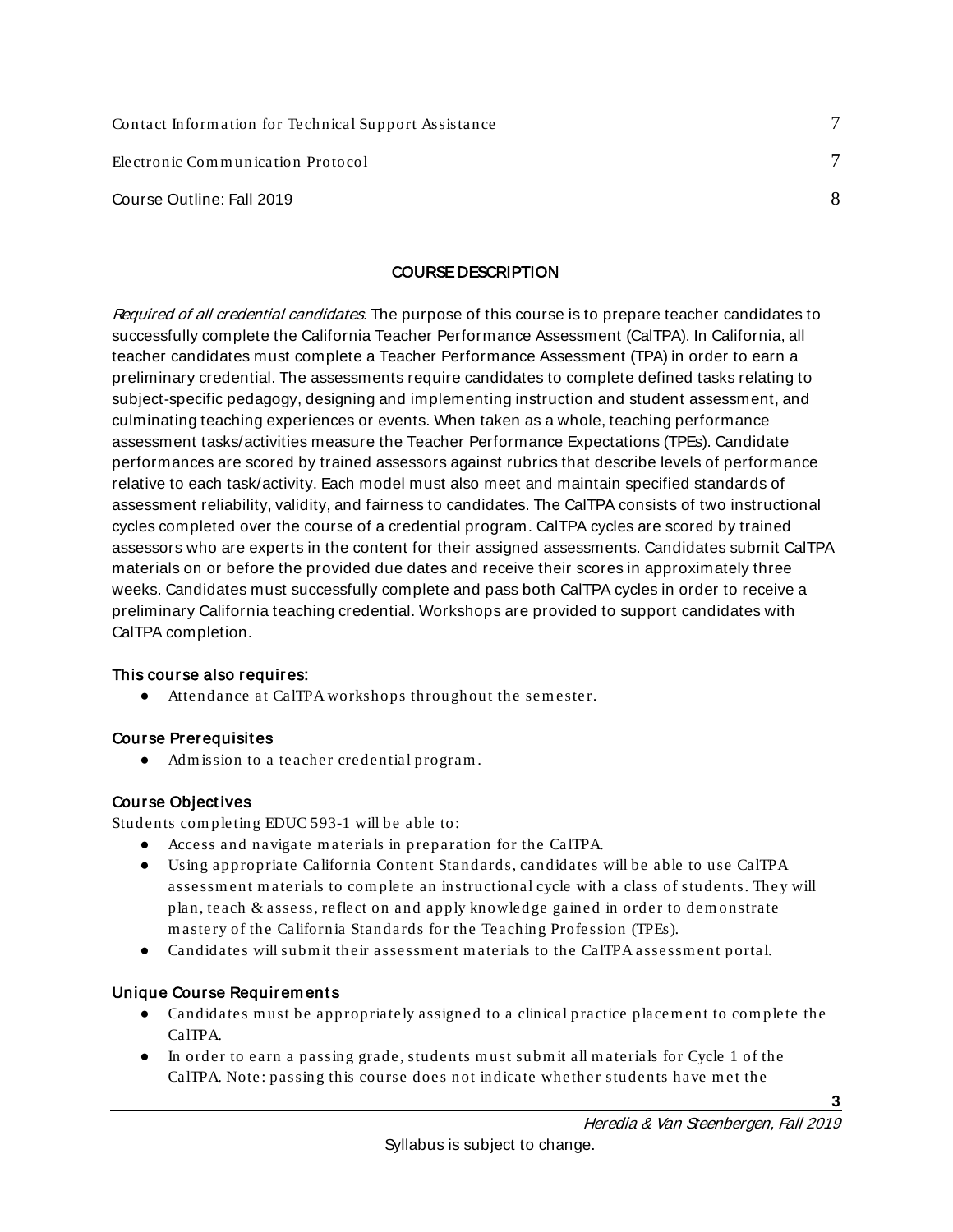Contact Information for Technical Support Assistance 7

Electronic Communication Protocol 7

Course Outline: Fall 2019 8

## COURSE DESCRIPTION

*Required of all credential candidates*. The purpose of this course is to prepare teacher candidates to successfully complete the California Teacher Performance Assessment (CalTPA). In California, all teacher candidates must complete a Teacher Performance Assessment (TPA) in order to earn a preliminary credential. The assessments require candidates to complete defined tasks relating to subject-specific pedagogy, designing and implementing instruction and student assessment, and culminating teaching experiences or events. When taken as a whole, teaching performance assessment tasks/activities measure the Teacher Performance Expectations (TPEs). Candidate performances are scored by trained assessors against rubrics that describe levels of performance relative to each task/activity. Each model must also meet and maintain specified standards of assessment reliability, validity, and fairness to candidates. The CalTPA consists of two instructional cycles completed over the course of a credential program. CalTPA cycles are scored by trained assessors who are experts in the content for their assigned assessments. Candidates submit CalTPA materials on or before the provided due dates and receive their scores in approximately three weeks. Candidates must successfully complete and pass both CalTPA cycles in order to receive a preliminary California teaching credential. Workshops are provided to support candidates with CalTPA completion.

### This course also requires:

- Attendance at CalTPA workshops throughout the semester.

### Course Prerequisites

- Admission to a teacher credential program.

### Course Objectives

Students completing EDUC 593-1 will be able to:

- Access and navigate materials in preparation for the CalTPA.
- Using appropriate California Content Standards, candidates will be able to use CalTPA assessment materials to complete an instructional cycle with a class of students. They will plan, teach & assess, reflect on and apply knowledge gained in order to demonstrate mastery of the California Standards for the Teaching Profession (TPEs).
- Candidates will submit their assessment materials to the CalTPA assessment portal.

### Unique Course Requirements

- Candidates must be appropriately assigned to a clinical practice placement to complete the CalTPA.
- In order to earn a passing grade, students must submit all materials for Cycle 1 of the CalTPA. Note: passing this course does not indicate whether students have met the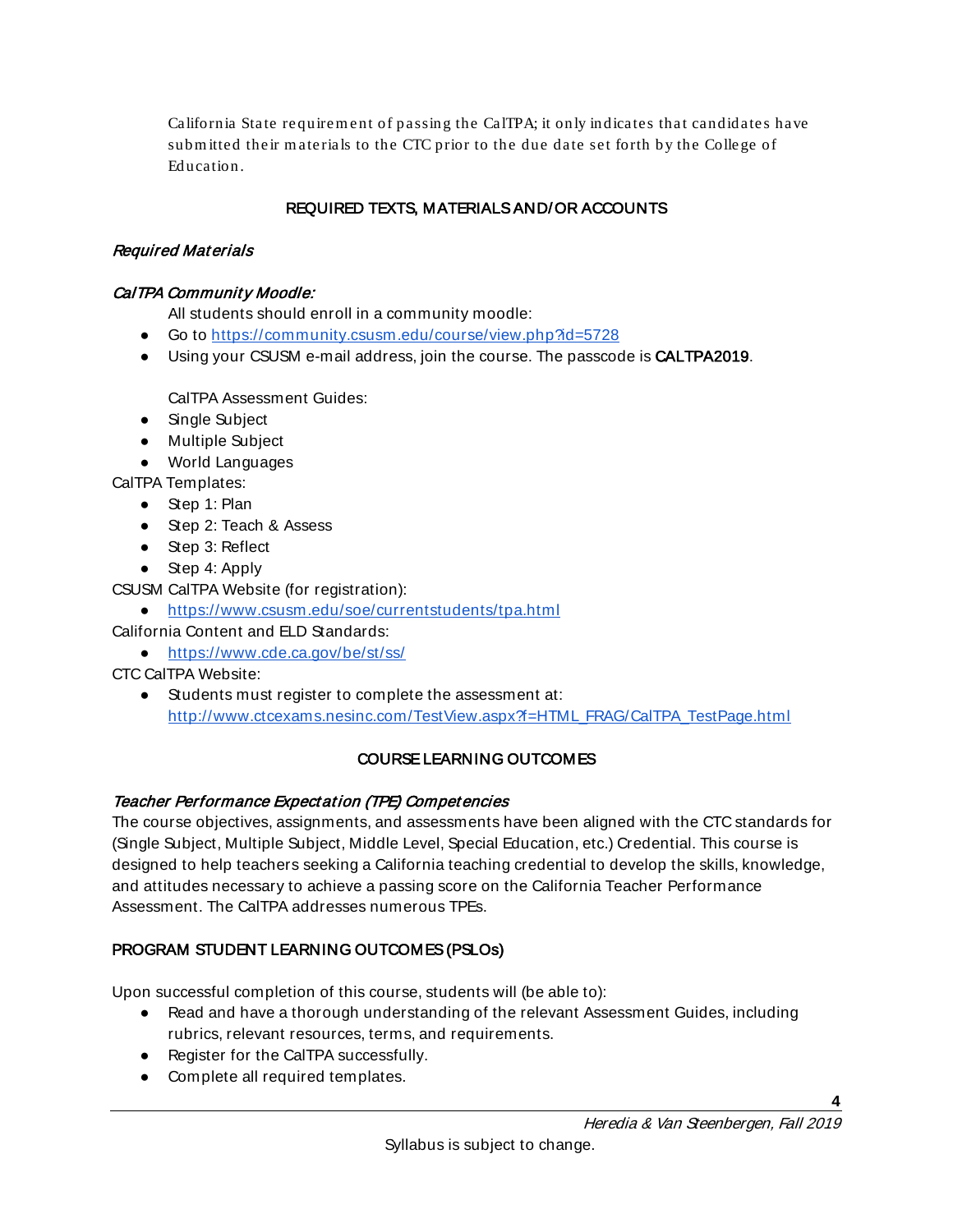California State requirement of passing the CalTPA; it only indicates that candidates have submitted their materials to the CTC prior to the due date set forth by the College of Education.

## REQUIRED TEXTS, MATERIALS AND/OR ACCOUNTS

### *Required Materials*

*CalTPA Community Moodle:*

All students should enroll in a community moodle:

- Go to https://community.csusm.edu/course/view.php?id=5728
- Using your CSUSM e-mail address, join the course. The passcode is **CALTPA2019**.

CalTPA Assessment Guides:

- Single Subject
- Multiple Subject
- World Languages

CalTPA Templates:

- Step 1: Plan
- Step 2: Teach & Assess
- Step 3: Reflect
- Step 4: Apply

CSUSM CalTPA Website (for registration):

- https://www.csusm.edu/soe/currentstudents/tpa.html

California Content and ELD Standards:

- https://www.cde.ca.gov/be/st/ss/

CTC CalTPA Website:

- Students must register to complete the assessment at: http://www.ctcexams.nesinc.com/TestView.aspx?f=HTML_FRAG/CalTPA_TestPage.html

## COURSE LEARNING OUTCOMES

### *Teacher Performance Expectation (TPE) Competencies*

The course objectives, assignments, and assessments have been aligned with the CTC standards for (Single Subject, Multiple Subject, Middle Level, Special Education, etc.) Credential. This course is designed to help teachers seeking a California teaching credential to develop the skills, knowledge, and attitudes necessary to achieve a passing score on the California Teacher Performance Assessment. The CalTPA addresses numerous TPEs.

## PROGRAM STUDENT LEARNING OUTCOMES (PSLOs)

Upon successful completion of this course, students will (be able to):

- Read and have a thorough understanding of the relevant Assessment Guides, including rubrics, relevant resources, terms, and requirements.
- Register for the CalTPA successfully.
- Complete all required templates.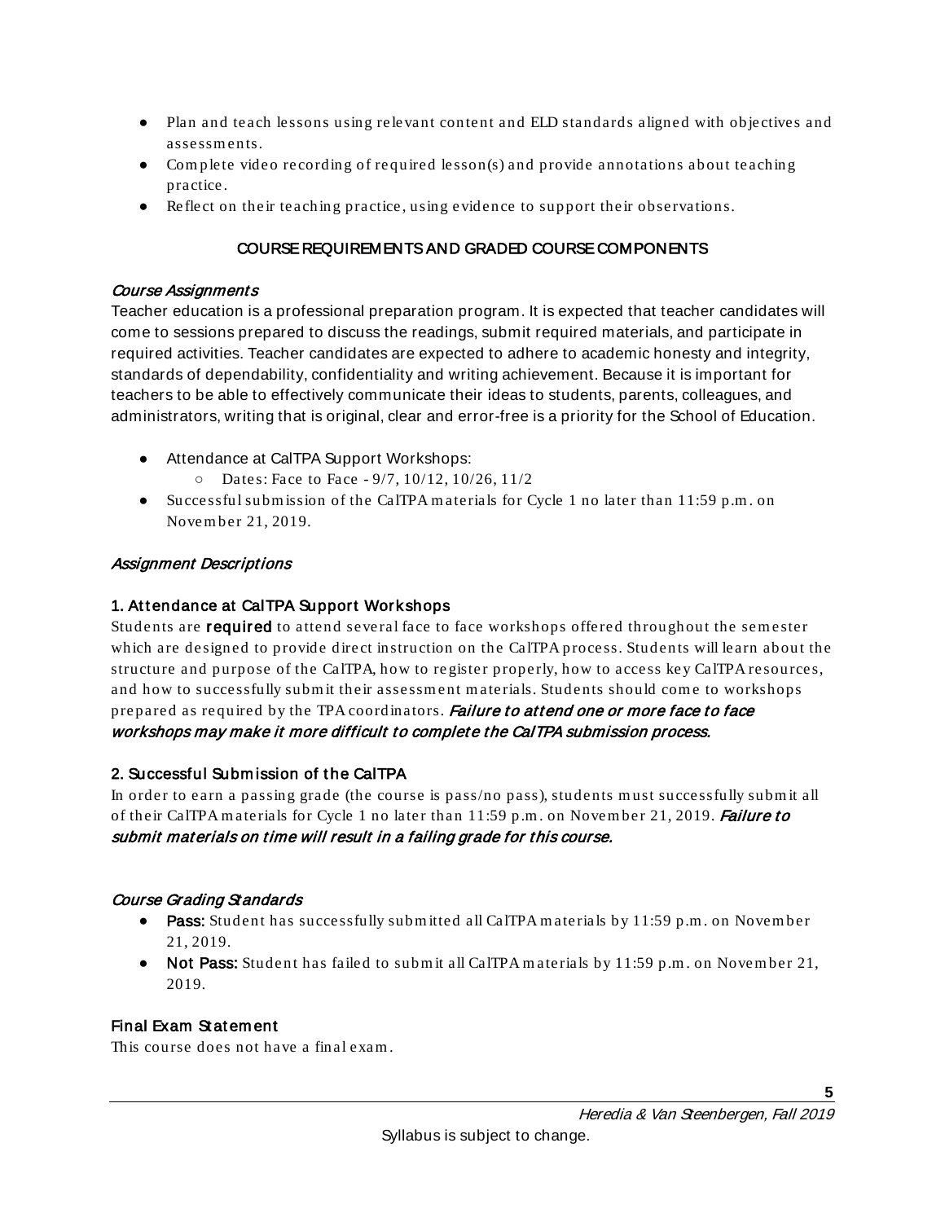- Plan and teach lessons using relevant content and ELD standards aligned with objectives and assessments.
- Complete video recording of required lesson(s) and provide annotations about teaching practice.
- Reflect on their teaching practice, using evidence to support their observations.

## COURSE REQUIREMENTS AND GRADED COURSE COMPONENTS

### *Course Assignments*

Teacher education is a professional preparation program. It is expected that teacher candidates will come to sessions prepared to discuss the readings, submit required materials, and participate in required activities. Teacher candidates are expected to adhere to academic honesty and integrity, standards of dependability, confidentiality and writing achievement. Because it is important for teachers to be able to effectively communicate their ideas to students, parents, colleagues, and administrators, writing that is original, clear and error-free is a priority for the School of Education.

- Attendance at CalTPA Support Workshops:
  - Dates: Face to Face - 9/7, 10/12, 10/26, 11/2
- Successful submission of the CalTPA materials for Cycle 1 no later than 11:59 p.m. on November 21, 2019.

### *Assignment Descriptions*

#### 1. Attendance at CalTPA Support Workshops

Students are **required** to attend several face to face workshops offered throughout the semester which are designed to provide direct instruction on the CalTPA process. Students will learn about the structure and purpose of the CalTPA, how to register properly, how to access key CalTPA resources, and how to successfully submit their assessment materials. Students should come to workshops prepared as required by the TPA coordinators. ***Failure to attend one or more face to face workshops may make it more difficult to complete the CalTPA submission process.***

#### 2. Successful Submission of the CalTPA

In order to earn a passing grade (the course is pass/no pass), students must successfully submit all of their CalTPA materials for Cycle 1 no later than 11:59 p.m. on November 21, 2019. ***Failure to submit materials on time will result in a failing grade for this course.***

### *Course Grading Standards*

- **Pass:** Student has successfully submitted all CalTPA materials by 11:59 p.m. on November 21, 2019.
- **Not Pass:** Student has failed to submit all CalTPA materials by 11:59 p.m. on November 21, 2019.

### Final Exam Statement

This course does not have a final exam.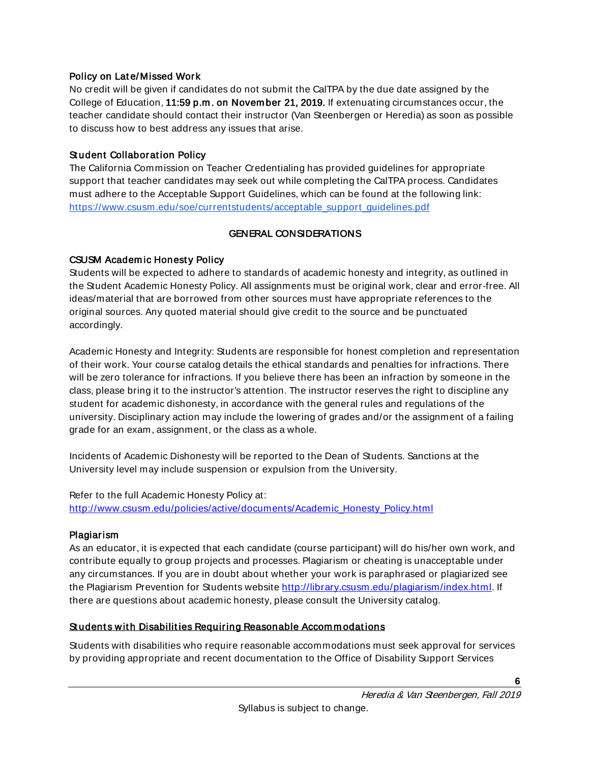### Policy on Late/Missed Work

No credit will be given if candidates do not submit the CalTPA by the due date assigned by the College of Education, **11:59 p.m. on November 21, 2019.** If extenuating circumstances occur, the teacher candidate should contact their instructor (Van Steenbergen or Heredia) as soon as possible to discuss how to best address any issues that arise.

### Student Collaboration Policy

The California Commission on Teacher Credentialing has provided guidelines for appropriate support that teacher candidates may seek out while completing the CalTPA process. Candidates must adhere to the Acceptable Support Guidelines, which can be found at the following link: [https://www.csusm.edu/soe/currentstudents/acceptable_support_guidelines.pdf](https://www.csusm.edu/soe/currentstudents/acceptable_support_guidelines.pdf)

## GENERAL CONSIDERATIONS

### CSUSM Academic Honesty Policy

Students will be expected to adhere to standards of academic honesty and integrity, as outlined in the Student Academic Honesty Policy. All assignments must be original work, clear and error-free. All ideas/material that are borrowed from other sources must have appropriate references to the original sources. Any quoted material should give credit to the source and be punctuated accordingly.

Academic Honesty and Integrity: Students are responsible for honest completion and representation of their work. Your course catalog details the ethical standards and penalties for infractions. There will be zero tolerance for infractions. If you believe there has been an infraction by someone in the class, please bring it to the instructor's attention. The instructor reserves the right to discipline any student for academic dishonesty, in accordance with the general rules and regulations of the university. Disciplinary action may include the lowering of grades and/or the assignment of a failing grade for an exam, assignment, or the class as a whole.

Incidents of Academic Dishonesty will be reported to the Dean of Students. Sanctions at the University level may include suspension or expulsion from the University.

Refer to the full Academic Honesty Policy at: [http://www.csusm.edu/policies/active/documents/Academic_Honesty_Policy.html](http://www.csusm.edu/policies/active/documents/Academic_Honesty_Policy.html)

### Plagiarism

As an educator, it is expected that each candidate (course participant) will do his/her own work, and contribute equally to group projects and processes. Plagiarism or cheating is unacceptable under any circumstances. If you are in doubt about whether your work is paraphrased or plagiarized see the Plagiarism Prevention for Students website [http://library.csusm.edu/plagiarism/index.html](http://library.csusm.edu/plagiarism/index.html). If there are questions about academic honesty, please consult the University catalog.

### Students with Disabilities Requiring Reasonable Accommodations

Students with disabilities who require reasonable accommodations must seek approval for services by providing appropriate and recent documentation to the Office of Disability Support Services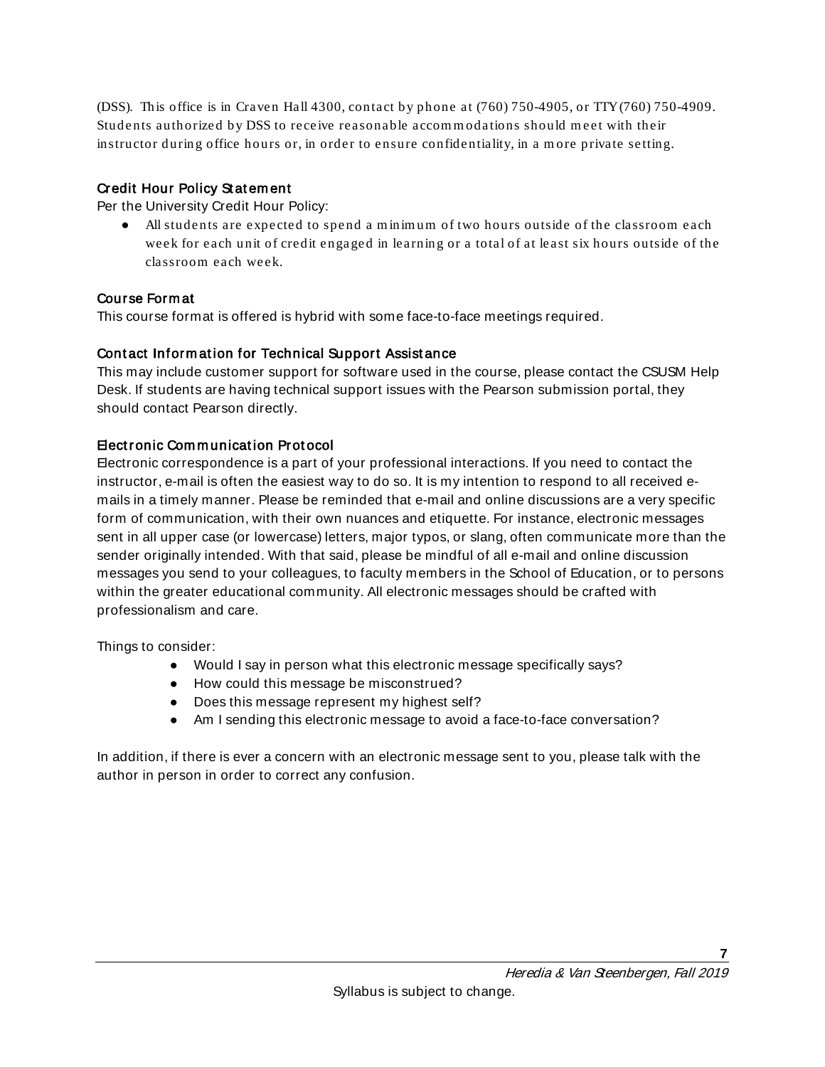(DSS). This office is in Craven Hall 4300, contact by phone at (760) 750-4905, or TTY (760) 750-4909. Students authorized by DSS to receive reasonable accommodations should meet with their instructor during office hours or, in order to ensure confidentiality, in a more private setting.

### Credit Hour Policy Statement

Per the University Credit Hour Policy:

- All students are expected to spend a minimum of two hours outside of the classroom each week for each unit of credit engaged in learning or a total of at least six hours outside of the classroom each week.

### Course Format

This course format is offered is hybrid with some face-to-face meetings required.

### Contact Information for Technical Support Assistance

This may include customer support for software used in the course, please contact the CSUSM Help Desk. If students are having technical support issues with the Pearson submission portal, they should contact Pearson directly.

### Electronic Communication Protocol

Electronic correspondence is a part of your professional interactions. If you need to contact the instructor, e-mail is often the easiest way to do so. It is my intention to respond to all received e-mails in a timely manner. Please be reminded that e-mail and online discussions are a very specific form of communication, with their own nuances and etiquette. For instance, electronic messages sent in all upper case (or lowercase) letters, major typos, or slang, often communicate more than the sender originally intended. With that said, please be mindful of all e-mail and online discussion messages you send to your colleagues, to faculty members in the School of Education, or to persons within the greater educational community. All electronic messages should be crafted with professionalism and care.

Things to consider:

- Would I say in person what this electronic message specifically says?
- How could this message be misconstrued?
- Does this message represent my highest self?
- Am I sending this electronic message to avoid a face-to-face conversation?

In addition, if there is ever a concern with an electronic message sent to you, please talk with the author in person in order to correct any confusion.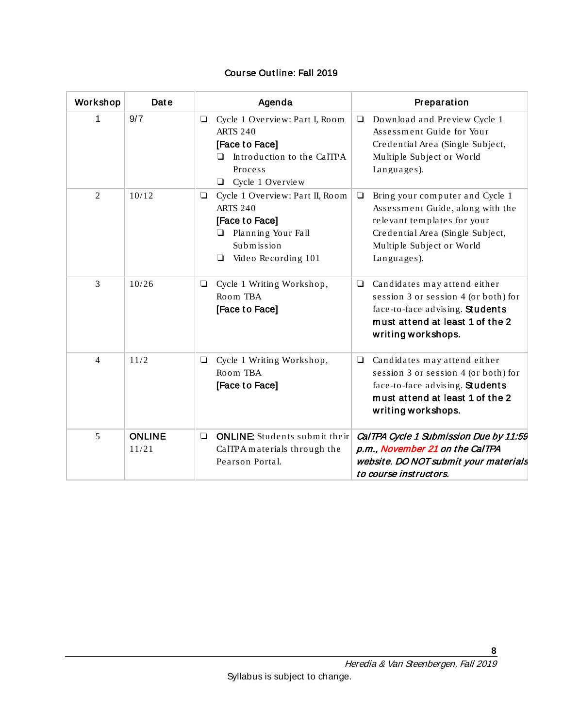## Course Outline: Fall 2019

| Workshop | Date | Agenda | Preparation |
|---|---|---|---|
| 1 | 9/7 | ❑ Cycle 1 Overview: Part I, Room ARTS 240 **[Face to Face]** ❑ Introduction to the CalTPA Process ❑ Cycle 1 Overview | ❑ Download and Preview Cycle 1 Assessment Guide for Your Credential Area (Single Subject, Multiple Subject or World Languages). |
| 2 | 10/12 | ❑ Cycle 1 Overview: Part II, Room ARTS 240 **[Face to Face]** ❑ Planning Your Fall Submission ❑ Video Recording 101 | ❑ Bring your computer and Cycle 1 Assessment Guide, along with the relevant templates for your Credential Area (Single Subject, Multiple Subject or World Languages). |
| 3 | 10/26 | ❑ Cycle 1 Writing Workshop, Room TBA **[Face to Face]** | ❑ Candidates may attend either session 3 or session 4 (or both) for face-to-face advising. **Students must attend at least 1 of the 2 writing workshops.** |
| 4 | 11/2 | ❑ Cycle 1 Writing Workshop, Room TBA **[Face to Face]** | ❑ Candidates may attend either session 3 or session 4 (or both) for face-to-face advising. **Students must attend at least 1 of the 2 writing workshops.** |
| 5 | ONLINE 11/21 | ❑ **ONLINE**: Students submit their CalTPA materials through the Pearson Portal. | ***CalTPA Cycle 1 Submission Due by 11:59 p.m., November 21 on the CalTPA website. DO NOT submit your materials to course instructors.*** |

*Heredia & Van Steenbergen, Fall 2019*

Syllabus is subject to change.